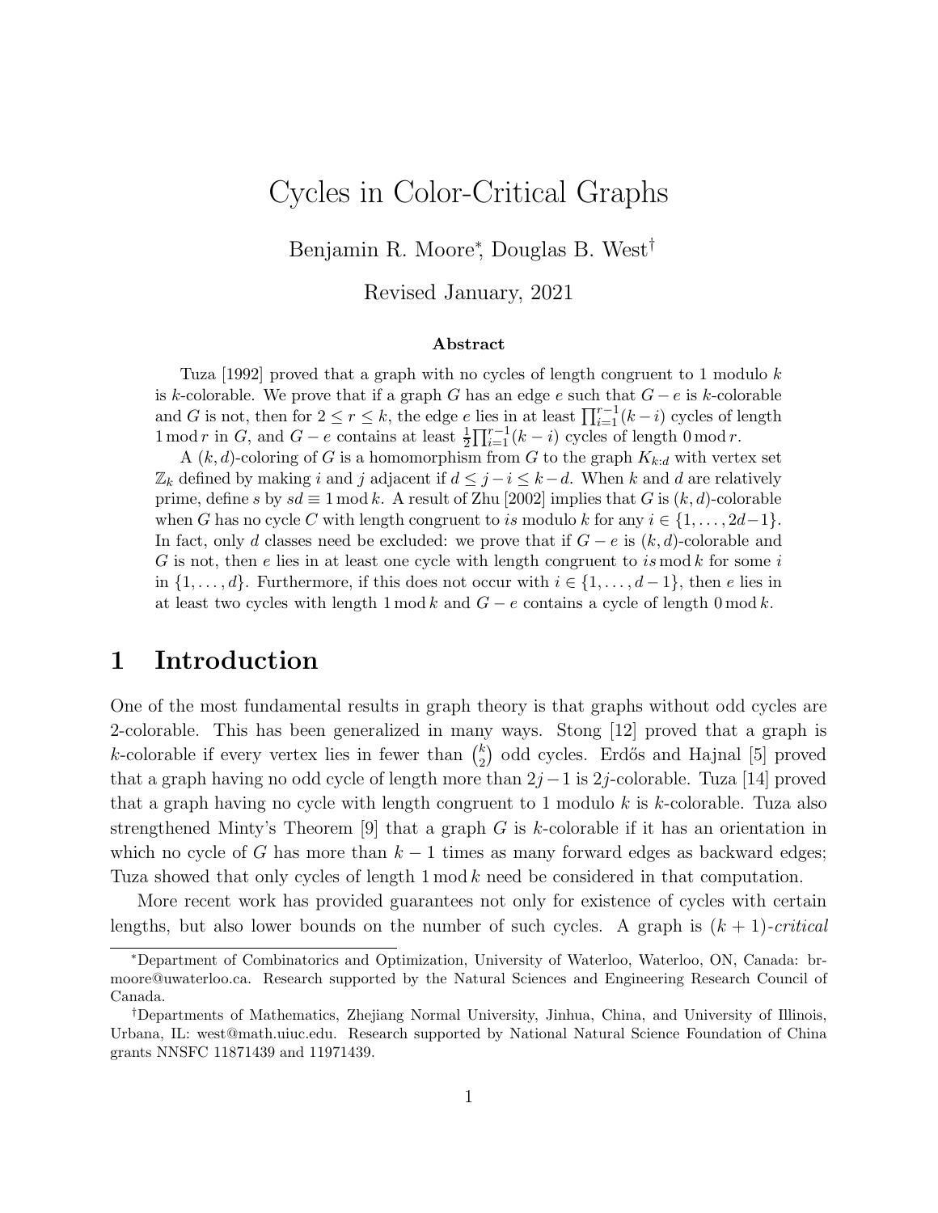# Cycles in Color-Critical Graphs

Benjamin R. Moore*, Douglas B. West†

Revised January, 2021

### Abstract

Tuza [1992] proved that a graph with no cycles of length congruent to 1 modulo $k$ is $k$-colorable. We prove that if a graph $G$ has an edge $e$ such that $G - e$ is $k$-colorable and $G$ is not, then for $2 \le r \le k$, the edge $e$ lies in at least $\prod_{i=1}^{r-1}(k-i)$ cycles of length $1 \bmod r$ in $G$, and $G - e$ contains at least $\frac{1}{2}\prod_{i=1}^{r-1}(k-i)$ cycles of length $0 \bmod r$.

A $(k, d)$-coloring of $G$ is a homomorphism from $G$ to the graph $K_{k:d}$ with vertex set $\mathbb{Z}_k$ defined by making $i$ and $j$ adjacent if $d \le j - i \le k - d$. When $k$ and $d$ are relatively prime, define $s$ by $sd \equiv 1 \bmod k$. A result of Zhu [2002] implies that $G$ is $(k, d)$-colorable when $G$ has no cycle $C$ with length congruent to $is$ modulo $k$ for any $i \in \{1, \ldots, 2d-1\}$. In fact, only $d$ classes need be excluded: we prove that if $G - e$ is $(k, d)$-colorable and $G$ is not, then $e$ lies in at least one cycle with length congruent to $is \bmod k$ for some $i$ in $\{1, \ldots, d\}$. Furthermore, if this does not occur with $i \in \{1, \ldots, d-1\}$, then $e$ lies in at least two cycles with length $1 \bmod k$ and $G - e$ contains a cycle of length $0 \bmod k$.

## 1 Introduction

One of the most fundamental results in graph theory is that graphs without odd cycles are 2-colorable. This has been generalized in many ways. Stong [12] proved that a graph is $k$-colorable if every vertex lies in fewer than $\binom{k}{2}$ odd cycles. Erdős and Hajnal [5] proved that a graph having no odd cycle of length more than $2j-1$ is $2j$-colorable. Tuza [14] proved that a graph having no cycle with length congruent to 1 modulo $k$ is $k$-colorable. Tuza also strengthened Minty's Theorem [9] that a graph $G$ is $k$-colorable if it has an orientation in which no cycle of $G$ has more than $k - 1$ times as many forward edges as backward edges; Tuza showed that only cycles of length $1 \bmod k$ need be considered in that computation.

More recent work has provided guarantees not only for existence of cycles with certain lengths, but also lower bounds on the number of such cycles. A graph is $(k + 1)$-*critical*

---

*Department of Combinatorics and Optimization, University of Waterloo, Waterloo, ON, Canada: brmoore@uwaterloo.ca. Research supported by the Natural Sciences and Engineering Research Council of Canada.

†Departments of Mathematics, Zhejiang Normal University, Jinhua, China, and University of Illinois, Urbana, IL: west@math.uiuc.edu. Research supported by National Natural Science Foundation of China grants NNSFC 11871439 and 11971439.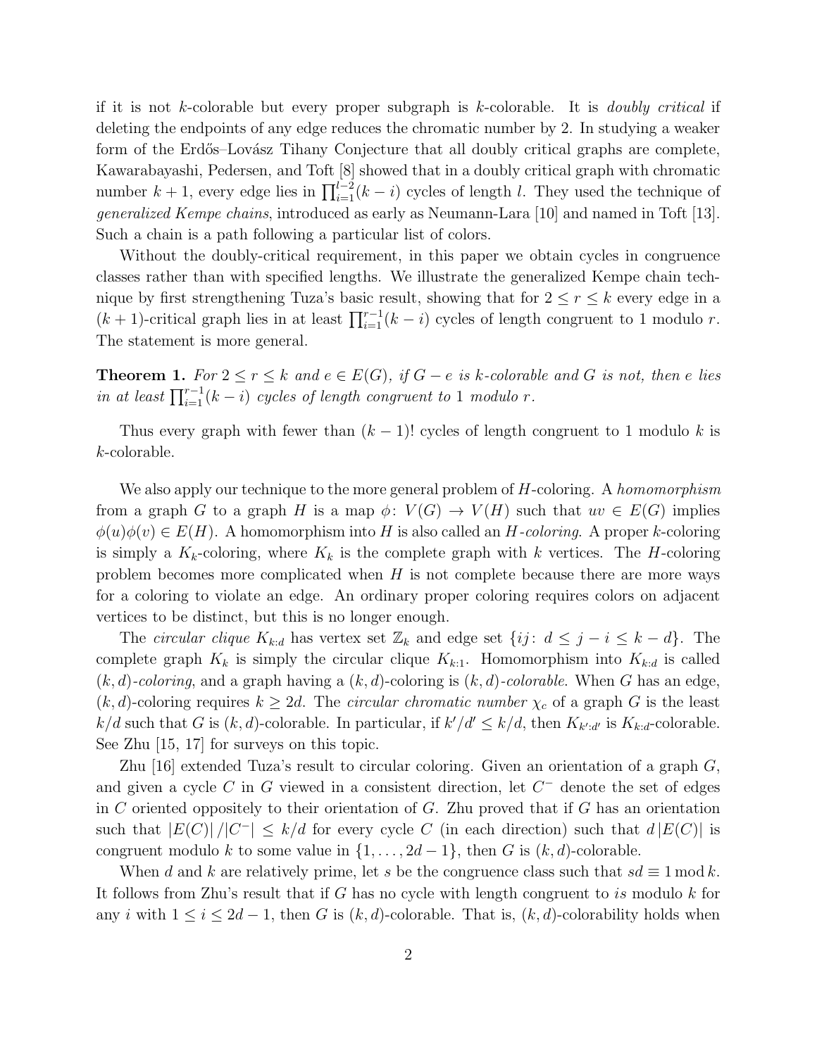if it is not $k$-colorable but every proper subgraph is $k$-colorable. It is *doubly critical* if deleting the endpoints of any edge reduces the chromatic number by 2. In studying a weaker form of the Erdős–Lovász Tihany Conjecture that all doubly critical graphs are complete, Kawarabayashi, Pedersen, and Toft [8] showed that in a doubly critical graph with chromatic number $k+1$, every edge lies in $\prod_{i=1}^{l-2}(k-i)$ cycles of length $l$. They used the technique of *generalized Kempe chains*, introduced as early as Neumann-Lara [10] and named in Toft [13]. Such a chain is a path following a particular list of colors.

Without the doubly-critical requirement, in this paper we obtain cycles in congruence classes rather than with specified lengths. We illustrate the generalized Kempe chain technique by first strengthening Tuza's basic result, showing that for $2 \le r \le k$ every edge in a $(k+1)$-critical graph lies in at least $\prod_{i=1}^{r-1}(k-i)$ cycles of length congruent to 1 modulo $r$. The statement is more general.

**Theorem 1.** *For $2 \le r \le k$ and $e \in E(G)$, if $G - e$ is $k$-colorable and $G$ is not, then $e$ lies in at least $\prod_{i=1}^{r-1}(k-i)$ cycles of length congruent to 1 modulo $r$.*

Thus every graph with fewer than $(k-1)!$ cycles of length congruent to 1 modulo $k$ is $k$-colorable.

We also apply our technique to the more general problem of $H$-coloring. A *homomorphism* from a graph $G$ to a graph $H$ is a map $\phi\colon V(G) \to V(H)$ such that $uv \in E(G)$ implies $\phi(u)\phi(v) \in E(H)$. A homomorphism into $H$ is also called an *$H$-coloring*. A proper $k$-coloring is simply a $K_k$-coloring, where $K_k$ is the complete graph with $k$ vertices. The $H$-coloring problem becomes more complicated when $H$ is not complete because there are more ways for a coloring to violate an edge. An ordinary proper coloring requires colors on adjacent vertices to be distinct, but this is no longer enough.

The *circular clique* $K_{k:d}$ has vertex set $\mathbb{Z}_k$ and edge set $\{ij\colon\, d \le j - i \le k - d\}$. The complete graph $K_k$ is simply the circular clique $K_{k:1}$. Homomorphism into $K_{k:d}$ is called *$(k,d)$-coloring*, and a graph having a $(k,d)$-coloring is *$(k,d)$-colorable*. When $G$ has an edge, $(k,d)$-coloring requires $k \ge 2d$. The *circular chromatic number* $\chi_c$ of a graph $G$ is the least $k/d$ such that $G$ is $(k,d)$-colorable. In particular, if $k'/d' \le k/d$, then $K_{k':d'}$ is $K_{k:d}$-colorable. See Zhu [15, 17] for surveys on this topic.

Zhu [16] extended Tuza's result to circular coloring. Given an orientation of a graph $G$, and given a cycle $C$ in $G$ viewed in a consistent direction, let $C^-$ denote the set of edges in $C$ oriented oppositely to their orientation of $G$. Zhu proved that if $G$ has an orientation such that $|E(C)|\,/|C^-| \le k/d$ for every cycle $C$ (in each direction) such that $d\,|E(C)|$ is congruent modulo $k$ to some value in $\{1, \ldots, 2d-1\}$, then $G$ is $(k,d)$-colorable.

When $d$ and $k$ are relatively prime, let $s$ be the congruence class such that $sd \equiv 1 \bmod k$. It follows from Zhu's result that if $G$ has no cycle with length congruent to $is$ modulo $k$ for any $i$ with $1 \le i \le 2d-1$, then $G$ is $(k,d)$-colorable. That is, $(k,d)$-colorability holds when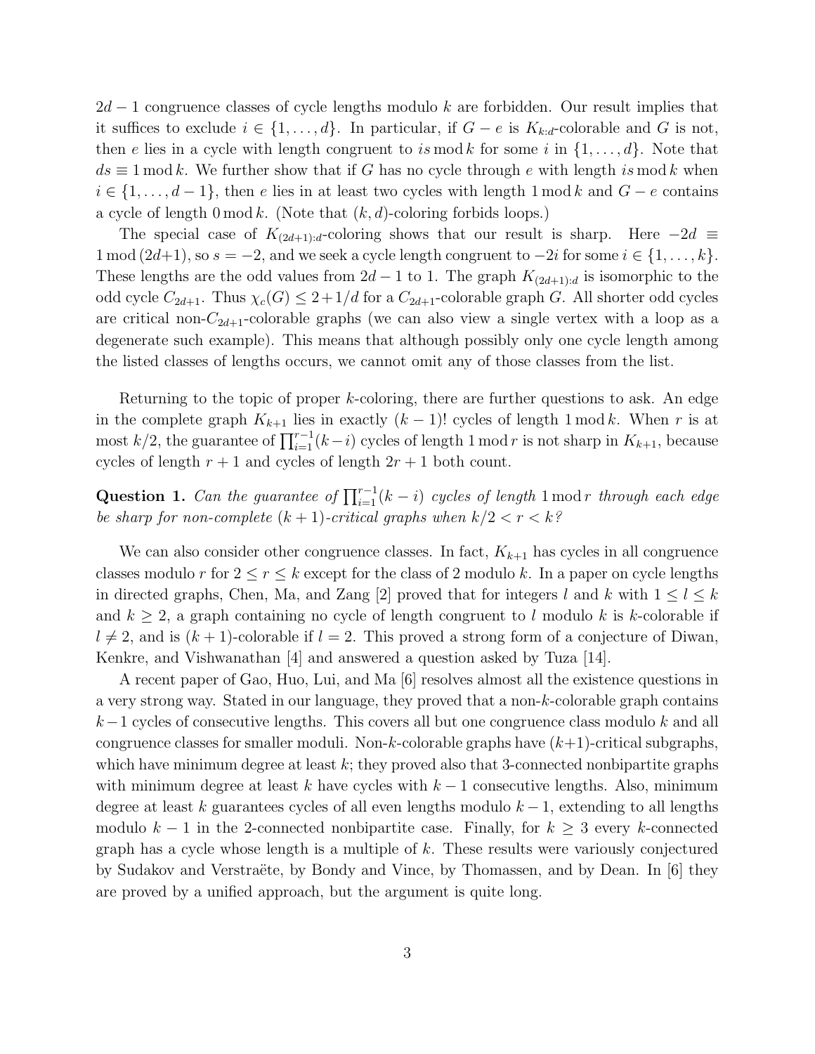$2d-1$ congruence classes of cycle lengths modulo $k$ are forbidden. Our result implies that it suffices to exclude $i \in \{1, \ldots, d\}$. In particular, if $G - e$ is $K_{k:d}$-colorable and $G$ is not, then $e$ lies in a cycle with length congruent to $is \bmod k$ for some $i$ in $\{1, \ldots, d\}$. Note that $ds \equiv 1 \bmod k$. We further show that if $G$ has no cycle through $e$ with length $is \bmod k$ when $i \in \{1, \ldots, d-1\}$, then $e$ lies in at least two cycles with length $1 \bmod k$ and $G - e$ contains a cycle of length $0 \bmod k$. (Note that $(k, d)$-coloring forbids loops.)

The special case of $K_{(2d+1):d}$-coloring shows that our result is sharp. Here $-2d \equiv 1 \bmod (2d+1)$, so $s = -2$, and we seek a cycle length congruent to $-2i$ for some $i \in \{1, \ldots, k\}$. These lengths are the odd values from $2d-1$ to 1. The graph $K_{(2d+1):d}$ is isomorphic to the odd cycle $C_{2d+1}$. Thus $\chi_c(G) \le 2 + 1/d$ for a $C_{2d+1}$-colorable graph $G$. All shorter odd cycles are critical non-$C_{2d+1}$-colorable graphs (we can also view a single vertex with a loop as a degenerate such example). This means that although possibly only one cycle length among the listed classes of lengths occurs, we cannot omit any of those classes from the list.

Returning to the topic of proper $k$-coloring, there are further questions to ask. An edge in the complete graph $K_{k+1}$ lies in exactly $(k-1)!$ cycles of length $1 \bmod k$. When $r$ is at most $k/2$, the guarantee of $\prod_{i=1}^{r-1}(k-i)$ cycles of length $1 \bmod r$ is not sharp in $K_{k+1}$, because cycles of length $r+1$ and cycles of length $2r+1$ both count.

**Question 1.** *Can the guarantee of $\prod_{i=1}^{r-1}(k-i)$ cycles of length $1 \bmod r$ through each edge be sharp for non-complete $(k+1)$-critical graphs when $k/2 < r < k$?*

We can also consider other congruence classes. In fact, $K_{k+1}$ has cycles in all congruence classes modulo $r$ for $2 \le r \le k$ except for the class of 2 modulo $k$. In a paper on cycle lengths in directed graphs, Chen, Ma, and Zang [2] proved that for integers $l$ and $k$ with $1 \le l \le k$ and $k \ge 2$, a graph containing no cycle of length congruent to $l$ modulo $k$ is $k$-colorable if $l \ne 2$, and is $(k+1)$-colorable if $l = 2$. This proved a strong form of a conjecture of Diwan, Kenkre, and Vishwanathan [4] and answered a question asked by Tuza [14].

A recent paper of Gao, Huo, Lui, and Ma [6] resolves almost all the existence questions in a very strong way. Stated in our language, they proved that a non-$k$-colorable graph contains $k-1$ cycles of consecutive lengths. This covers all but one congruence class modulo $k$ and all congruence classes for smaller moduli. Non-$k$-colorable graphs have $(k+1)$-critical subgraphs, which have minimum degree at least $k$; they proved also that 3-connected nonbipartite graphs with minimum degree at least $k$ have cycles with $k-1$ consecutive lengths. Also, minimum degree at least $k$ guarantees cycles of all even lengths modulo $k-1$, extending to all lengths modulo $k-1$ in the 2-connected nonbipartite case. Finally, for $k \ge 3$ every $k$-connected graph has a cycle whose length is a multiple of $k$. These results were variously conjectured by Sudakov and Verstraëte, by Bondy and Vince, by Thomassen, and by Dean. In [6] they are proved by a unified approach, but the argument is quite long.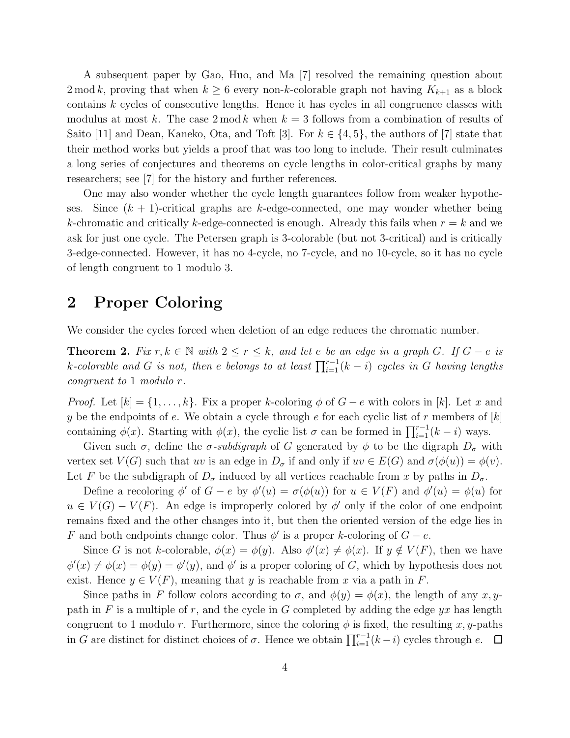A subsequent paper by Gao, Huo, and Ma [7] resolved the remaining question about $2 \bmod k$, proving that when $k \geq 6$ every non-$k$-colorable graph not having $K_{k+1}$ as a block contains $k$ cycles of consecutive lengths. Hence it has cycles in all congruence classes with modulus at most $k$. The case $2 \bmod k$ when $k = 3$ follows from a combination of results of Saito [11] and Dean, Kaneko, Ota, and Toft [3]. For $k \in \{4, 5\}$, the authors of [7] state that their method works but yields a proof that was too long to include. Their result culminates a long series of conjectures and theorems on cycle lengths in color-critical graphs by many researchers; see [7] for the history and further references.

One may also wonder whether the cycle length guarantees follow from weaker hypotheses. Since $(k+1)$-critical graphs are $k$-edge-connected, one may wonder whether being $k$-chromatic and critically $k$-edge-connected is enough. Already this fails when $r = k$ and we ask for just one cycle. The Petersen graph is 3-colorable (but not 3-critical) and is critically 3-edge-connected. However, it has no 4-cycle, no 7-cycle, and no 10-cycle, so it has no cycle of length congruent to 1 modulo 3.

## 2 Proper Coloring

We consider the cycles forced when deletion of an edge reduces the chromatic number.

**Theorem 2.** *Fix $r, k \in \mathbb{N}$ with $2 \leq r \leq k$, and let $e$ be an edge in a graph $G$. If $G - e$ is $k$-colorable and $G$ is not, then $e$ belongs to at least $\prod_{i=1}^{r-1}(k-i)$ cycles in $G$ having lengths congruent to 1 modulo $r$.*

*Proof.* Let $[k] = \{1, \ldots, k\}$. Fix a proper $k$-coloring $\phi$ of $G - e$ with colors in $[k]$. Let $x$ and $y$ be the endpoints of $e$. We obtain a cycle through $e$ for each cyclic list of $r$ members of $[k]$ containing $\phi(x)$. Starting with $\phi(x)$, the cyclic list $\sigma$ can be formed in $\prod_{i=1}^{r-1}(k-i)$ ways.

Given such $\sigma$, define the *$\sigma$-subdigraph* of $G$ generated by $\phi$ to be the digraph $D_\sigma$ with vertex set $V(G)$ such that $uv$ is an edge in $D_\sigma$ if and only if $uv \in E(G)$ and $\sigma(\phi(u)) = \phi(v)$. Let $F$ be the subdigraph of $D_\sigma$ induced by all vertices reachable from $x$ by paths in $D_\sigma$.

Define a recoloring $\phi'$ of $G - e$ by $\phi'(u) = \sigma(\phi(u))$ for $u \in V(F)$ and $\phi'(u) = \phi(u)$ for $u \in V(G) - V(F)$. An edge is improperly colored by $\phi'$ only if the color of one endpoint remains fixed and the other changes into it, but then the oriented version of the edge lies in $F$ and both endpoints change color. Thus $\phi'$ is a proper $k$-coloring of $G - e$.

Since $G$ is not $k$-colorable, $\phi(x) = \phi(y)$. Also $\phi'(x) \neq \phi(x)$. If $y \notin V(F)$, then we have $\phi'(x) \neq \phi(x) = \phi(y) = \phi'(y)$, and $\phi'$ is a proper coloring of $G$, which by hypothesis does not exist. Hence $y \in V(F)$, meaning that $y$ is reachable from $x$ via a path in $F$.

Since paths in $F$ follow colors according to $\sigma$, and $\phi(y) = \phi(x)$, the length of any $x, y$-path in $F$ is a multiple of $r$, and the cycle in $G$ completed by adding the edge $yx$ has length congruent to 1 modulo $r$. Furthermore, since the coloring $\phi$ is fixed, the resulting $x, y$-paths in $G$ are distinct for distinct choices of $\sigma$. Hence we obtain $\prod_{i=1}^{r-1}(k-i)$ cycles through $e$. $\square$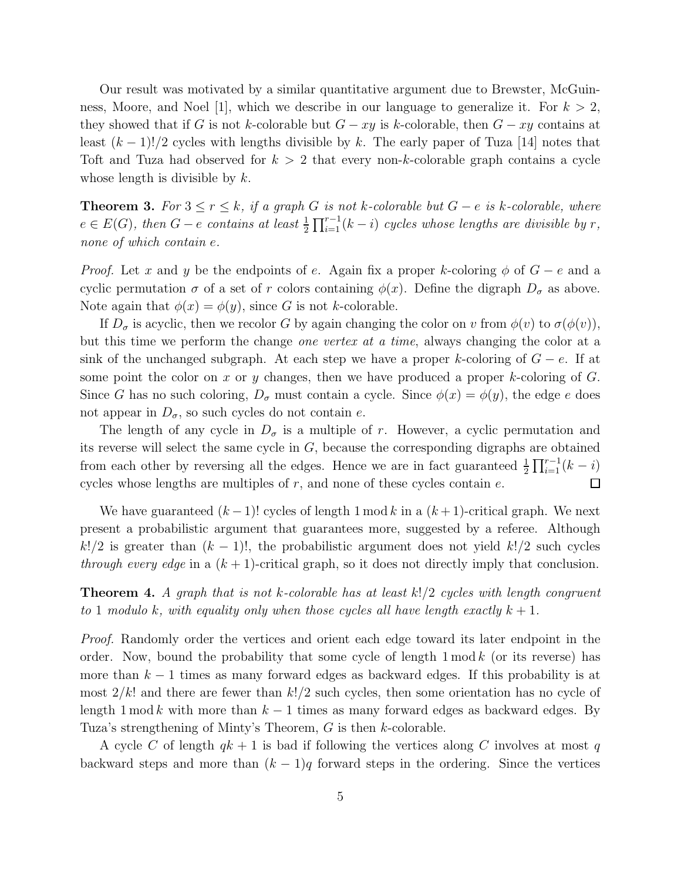Our result was motivated by a similar quantitative argument due to Brewster, McGuinness, Moore, and Noel [1], which we describe in our language to generalize it. For $k > 2$, they showed that if $G$ is not $k$-colorable but $G - xy$ is $k$-colorable, then $G - xy$ contains at least $(k-1)!/2$ cycles with lengths divisible by $k$. The early paper of Tuza [14] notes that Toft and Tuza had observed for $k > 2$ that every non-$k$-colorable graph contains a cycle whose length is divisible by $k$.

**Theorem 3.** *For $3 \le r \le k$, if a graph $G$ is not $k$-colorable but $G - e$ is $k$-colorable, where $e \in E(G)$, then $G - e$ contains at least $\frac{1}{2}\prod_{i=1}^{r-1}(k-i)$ cycles whose lengths are divisible by $r$, none of which contain $e$.*

*Proof.* Let $x$ and $y$ be the endpoints of $e$. Again fix a proper $k$-coloring $\phi$ of $G - e$ and a cyclic permutation $\sigma$ of a set of $r$ colors containing $\phi(x)$. Define the digraph $D_\sigma$ as above. Note again that $\phi(x) = \phi(y)$, since $G$ is not $k$-colorable.

If $D_\sigma$ is acyclic, then we recolor $G$ by again changing the color on $v$ from $\phi(v)$ to $\sigma(\phi(v))$, but this time we perform the change *one vertex at a time*, always changing the color at a sink of the unchanged subgraph. At each step we have a proper $k$-coloring of $G - e$. If at some point the color on $x$ or $y$ changes, then we have produced a proper $k$-coloring of $G$. Since $G$ has no such coloring, $D_\sigma$ must contain a cycle. Since $\phi(x) = \phi(y)$, the edge $e$ does not appear in $D_\sigma$, so such cycles do not contain $e$.

The length of any cycle in $D_\sigma$ is a multiple of $r$. However, a cyclic permutation and its reverse will select the same cycle in $G$, because the corresponding digraphs are obtained from each other by reversing all the edges. Hence we are in fact guaranteed $\frac{1}{2}\prod_{i=1}^{r-1}(k-i)$ cycles whose lengths are multiples of $r$, and none of these cycles contain $e$. □

We have guaranteed $(k-1)!$ cycles of length $1 \bmod k$ in a $(k+1)$-critical graph. We next present a probabilistic argument that guarantees more, suggested by a referee. Although $k!/2$ is greater than $(k-1)!$, the probabilistic argument does not yield $k!/2$ such cycles *through every edge* in a $(k+1)$-critical graph, so it does not directly imply that conclusion.

**Theorem 4.** *A graph that is not $k$-colorable has at least $k!/2$ cycles with length congruent to $1$ modulo $k$, with equality only when those cycles all have length exactly $k+1$.*

*Proof.* Randomly order the vertices and orient each edge toward its later endpoint in the order. Now, bound the probability that some cycle of length $1 \bmod k$ (or its reverse) has more than $k-1$ times as many forward edges as backward edges. If this probability is at most $2/k!$ and there are fewer than $k!/2$ such cycles, then some orientation has no cycle of length $1 \bmod k$ with more than $k-1$ times as many forward edges as backward edges. By Tuza's strengthening of Minty's Theorem, $G$ is then $k$-colorable.

A cycle $C$ of length $qk+1$ is bad if following the vertices along $C$ involves at most $q$ backward steps and more than $(k-1)q$ forward steps in the ordering. Since the vertices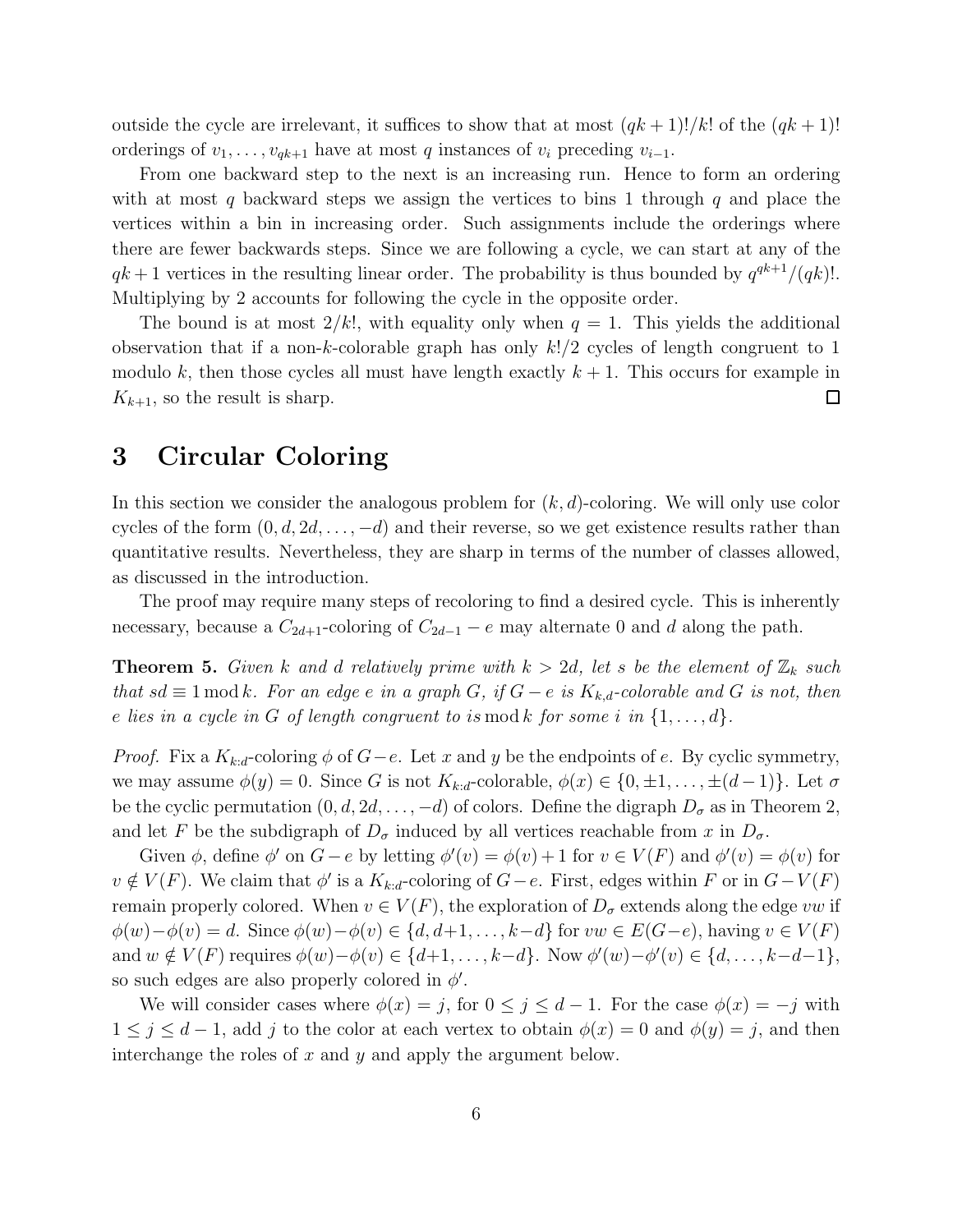outside the cycle are irrelevant, it suffices to show that at most $(qk+1)!/k!$ of the $(qk+1)!$ orderings of $v_1, \ldots, v_{qk+1}$ have at most $q$ instances of $v_i$ preceding $v_{i-1}$.

From one backward step to the next is an increasing run. Hence to form an ordering with at most $q$ backward steps we assign the vertices to bins 1 through $q$ and place the vertices within a bin in increasing order. Such assignments include the orderings where there are fewer backwards steps. Since we are following a cycle, we can start at any of the $qk+1$ vertices in the resulting linear order. The probability is thus bounded by $q^{qk+1}/(qk)!$. Multiplying by 2 accounts for following the cycle in the opposite order.

The bound is at most $2/k!$, with equality only when $q = 1$. This yields the additional observation that if a non-$k$-colorable graph has only $k!/2$ cycles of length congruent to 1 modulo $k$, then those cycles all must have length exactly $k+1$. This occurs for example in $K_{k+1}$, so the result is sharp. $\square$

## 3 Circular Coloring

In this section we consider the analogous problem for $(k, d)$-coloring. We will only use color cycles of the form $(0, d, 2d, \ldots, -d)$ and their reverse, so we get existence results rather than quantitative results. Nevertheless, they are sharp in terms of the number of classes allowed, as discussed in the introduction.

The proof may require many steps of recoloring to find a desired cycle. This is inherently necessary, because a $C_{2d+1}$-coloring of $C_{2d-1} - e$ may alternate 0 and $d$ along the path.

**Theorem 5.** *Given $k$ and $d$ relatively prime with $k > 2d$, let $s$ be the element of $\mathbb{Z}_k$ such that $sd \equiv 1 \bmod k$. For an edge $e$ in a graph $G$, if $G - e$ is $K_{k,d}$-colorable and $G$ is not, then $e$ lies in a cycle in $G$ of length congruent to $is \bmod k$ for some $i$ in $\{1, \ldots, d\}$.*

*Proof.* Fix a $K_{k:d}$-coloring $\phi$ of $G-e$. Let $x$ and $y$ be the endpoints of $e$. By cyclic symmetry, we may assume $\phi(y) = 0$. Since $G$ is not $K_{k:d}$-colorable, $\phi(x) \in \{0, \pm 1, \ldots, \pm(d-1)\}$. Let $\sigma$ be the cyclic permutation $(0, d, 2d, \ldots, -d)$ of colors. Define the digraph $D_\sigma$ as in Theorem 2, and let $F$ be the subdigraph of $D_\sigma$ induced by all vertices reachable from $x$ in $D_\sigma$.

Given $\phi$, define $\phi'$ on $G - e$ by letting $\phi'(v) = \phi(v) + 1$ for $v \in V(F)$ and $\phi'(v) = \phi(v)$ for $v \notin V(F)$. We claim that $\phi'$ is a $K_{k:d}$-coloring of $G-e$. First, edges within $F$ or in $G - V(F)$ remain properly colored. When $v \in V(F)$, the exploration of $D_\sigma$ extends along the edge $vw$ if $\phi(w) - \phi(v) = d$. Since $\phi(w) - \phi(v) \in \{d, d+1, \ldots, k-d\}$ for $vw \in E(G-e)$, having $v \in V(F)$ and $w \notin V(F)$ requires $\phi(w) - \phi(v) \in \{d+1, \ldots, k-d\}$. Now $\phi'(w) - \phi'(v) \in \{d, \ldots, k-d-1\}$, so such edges are also properly colored in $\phi'$.

We will consider cases where $\phi(x) = j$, for $0 \le j \le d-1$. For the case $\phi(x) = -j$ with $1 \le j \le d-1$, add $j$ to the color at each vertex to obtain $\phi(x) = 0$ and $\phi(y) = j$, and then interchange the roles of $x$ and $y$ and apply the argument below.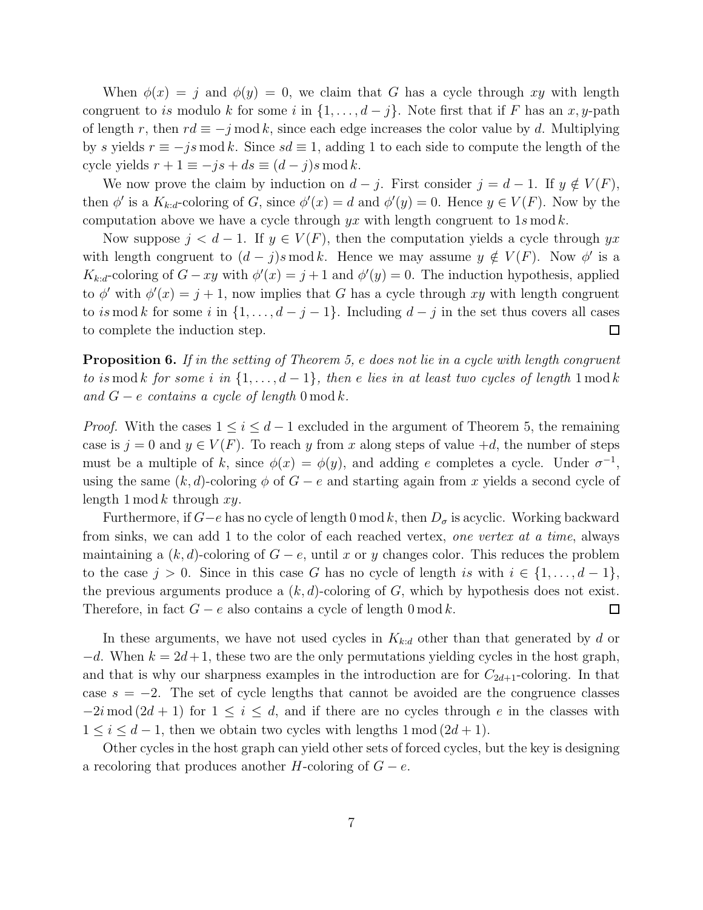When $\phi(x) = j$ and $\phi(y) = 0$, we claim that $G$ has a cycle through $xy$ with length congruent to $is$ modulo $k$ for some $i$ in $\{1, \ldots, d-j\}$. Note first that if $F$ has an $x,y$-path of length $r$, then $rd \equiv -j \bmod k$, since each edge increases the color value by $d$. Multiplying by $s$ yields $r \equiv -js \bmod k$. Since $sd \equiv 1$, adding 1 to each side to compute the length of the cycle yields $r + 1 \equiv -js + ds \equiv (d-j)s \bmod k$.

We now prove the claim by induction on $d - j$. First consider $j = d - 1$. If $y \notin V(F)$, then $\phi'$ is a $K_{k:d}$-coloring of $G$, since $\phi'(x) = d$ and $\phi'(y) = 0$. Hence $y \in V(F)$. Now by the computation above we have a cycle through $yx$ with length congruent to $1s \bmod k$.

Now suppose $j < d - 1$. If $y \in V(F)$, then the computation yields a cycle through $yx$ with length congruent to $(d-j)s \bmod k$. Hence we may assume $y \notin V(F)$. Now $\phi'$ is a $K_{k:d}$-coloring of $G - xy$ with $\phi'(x) = j + 1$ and $\phi'(y) = 0$. The induction hypothesis, applied to $\phi'$ with $\phi'(x) = j + 1$, now implies that $G$ has a cycle through $xy$ with length congruent to $is \bmod k$ for some $i$ in $\{1, \ldots, d-j-1\}$. Including $d - j$ in the set thus covers all cases to complete the induction step. □

**Proposition 6.** *If in the setting of Theorem 5, $e$ does not lie in a cycle with length congruent to $is \bmod k$ for some $i$ in $\{1, \ldots, d-1\}$, then $e$ lies in at least two cycles of length $1 \bmod k$ and $G - e$ contains a cycle of length $0 \bmod k$.*

*Proof.* With the cases $1 \le i \le d - 1$ excluded in the argument of Theorem 5, the remaining case is $j = 0$ and $y \in V(F)$. To reach $y$ from $x$ along steps of value $+d$, the number of steps must be a multiple of $k$, since $\phi(x) = \phi(y)$, and adding $e$ completes a cycle. Under $\sigma^{-1}$, using the same $(k,d)$-coloring $\phi$ of $G - e$ and starting again from $x$ yields a second cycle of length $1 \bmod k$ through $xy$.

Furthermore, if $G - e$ has no cycle of length $0 \bmod k$, then $D_\sigma$ is acyclic. Working backward from sinks, we can add 1 to the color of each reached vertex, *one vertex at a time*, always maintaining a $(k,d)$-coloring of $G - e$, until $x$ or $y$ changes color. This reduces the problem to the case $j > 0$. Since in this case $G$ has no cycle of length $is$ with $i \in \{1, \ldots, d-1\}$, the previous arguments produce a $(k,d)$-coloring of $G$, which by hypothesis does not exist. Therefore, in fact $G - e$ also contains a cycle of length $0 \bmod k$. □

In these arguments, we have not used cycles in $K_{k:d}$ other than that generated by $d$ or $-d$. When $k = 2d+1$, these two are the only permutations yielding cycles in the host graph, and that is why our sharpness examples in the introduction are for $C_{2d+1}$-coloring. In that case $s = -2$. The set of cycle lengths that cannot be avoided are the congruence classes $-2i \bmod (2d+1)$ for $1 \le i \le d$, and if there are no cycles through $e$ in the classes with $1 \le i \le d - 1$, then we obtain two cycles with lengths $1 \bmod (2d+1)$.

Other cycles in the host graph can yield other sets of forced cycles, but the key is designing a recoloring that produces another $H$-coloring of $G - e$.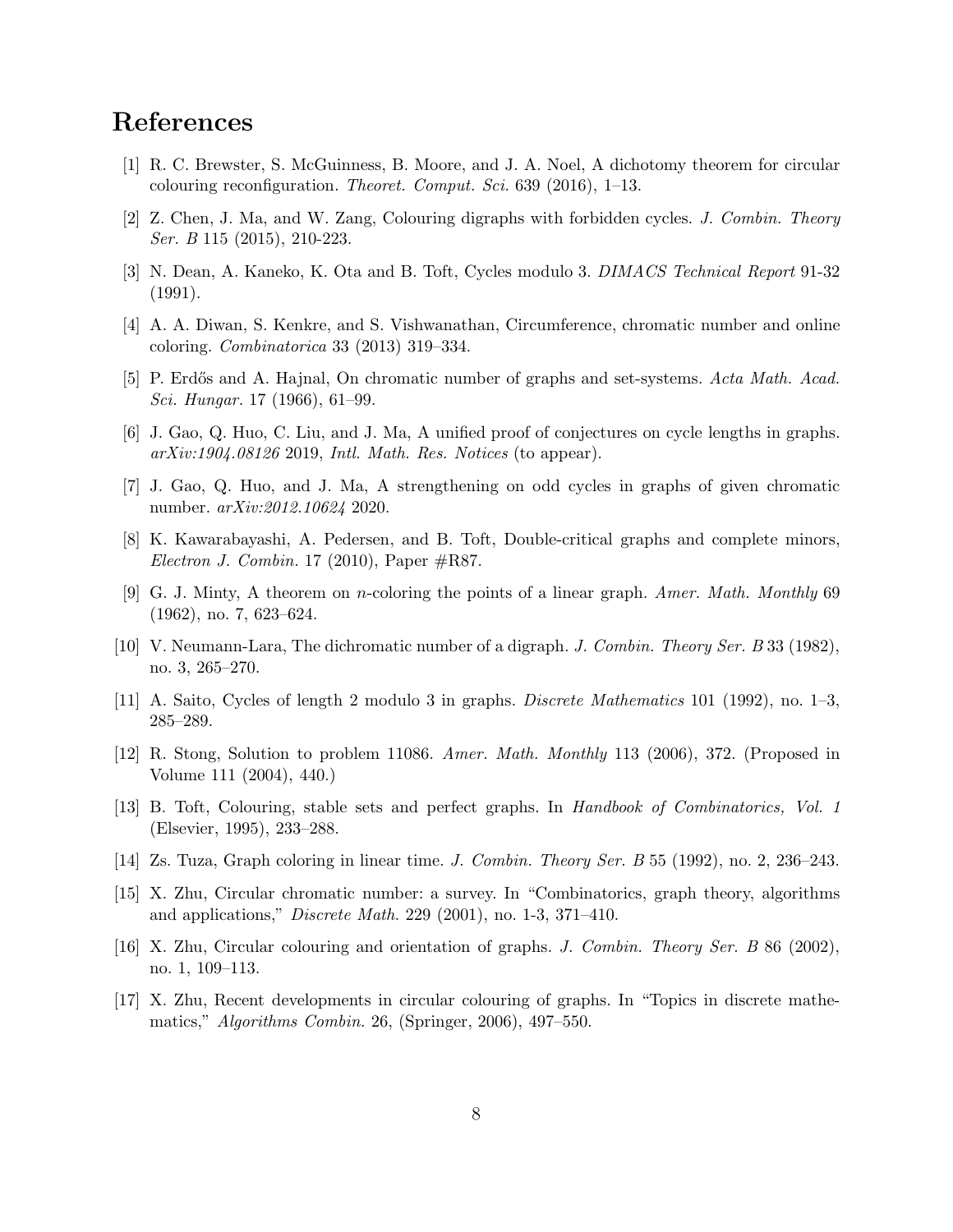# References

[1] R. C. Brewster, S. McGuinness, B. Moore, and J. A. Noel, A dichotomy theorem for circular colouring reconfiguration. *Theoret. Comput. Sci.* 639 (2016), 1–13.

[2] Z. Chen, J. Ma, and W. Zang, Colouring digraphs with forbidden cycles. *J. Combin. Theory Ser. B* 115 (2015), 210-223.

[3] N. Dean, A. Kaneko, K. Ota and B. Toft, Cycles modulo 3. *DIMACS Technical Report* 91-32 (1991).

[4] A. A. Diwan, S. Kenkre, and S. Vishwanathan, Circumference, chromatic number and online coloring. *Combinatorica* 33 (2013) 319–334.

[5] P. Erdős and A. Hajnal, On chromatic number of graphs and set-systems. *Acta Math. Acad. Sci. Hungar.* 17 (1966), 61–99.

[6] J. Gao, Q. Huo, C. Liu, and J. Ma, A unified proof of conjectures on cycle lengths in graphs. *arXiv:1904.08126* 2019, *Intl. Math. Res. Notices* (to appear).

[7] J. Gao, Q. Huo, and J. Ma, A strengthening on odd cycles in graphs of given chromatic number. *arXiv:2012.10624* 2020.

[8] K. Kawarabayashi, A. Pedersen, and B. Toft, Double-critical graphs and complete minors, *Electron J. Combin.* 17 (2010), Paper #R87.

[9] G. J. Minty, A theorem on $n$-coloring the points of a linear graph. *Amer. Math. Monthly* 69 (1962), no. 7, 623–624.

[10] V. Neumann-Lara, The dichromatic number of a digraph. *J. Combin. Theory Ser. B* 33 (1982), no. 3, 265–270.

[11] A. Saito, Cycles of length 2 modulo 3 in graphs. *Discrete Mathematics* 101 (1992), no. 1–3, 285–289.

[12] R. Stong, Solution to problem 11086. *Amer. Math. Monthly* 113 (2006), 372. (Proposed in Volume 111 (2004), 440.)

[13] B. Toft, Colouring, stable sets and perfect graphs. In *Handbook of Combinatorics, Vol. 1* (Elsevier, 1995), 233–288.

[14] Zs. Tuza, Graph coloring in linear time. *J. Combin. Theory Ser. B* 55 (1992), no. 2, 236–243.

[15] X. Zhu, Circular chromatic number: a survey. In "Combinatorics, graph theory, algorithms and applications," *Discrete Math.* 229 (2001), no. 1-3, 371–410.

[16] X. Zhu, Circular colouring and orientation of graphs. *J. Combin. Theory Ser. B* 86 (2002), no. 1, 109–113.

[17] X. Zhu, Recent developments in circular colouring of graphs. In "Topics in discrete mathematics," *Algorithms Combin.* 26, (Springer, 2006), 497–550.